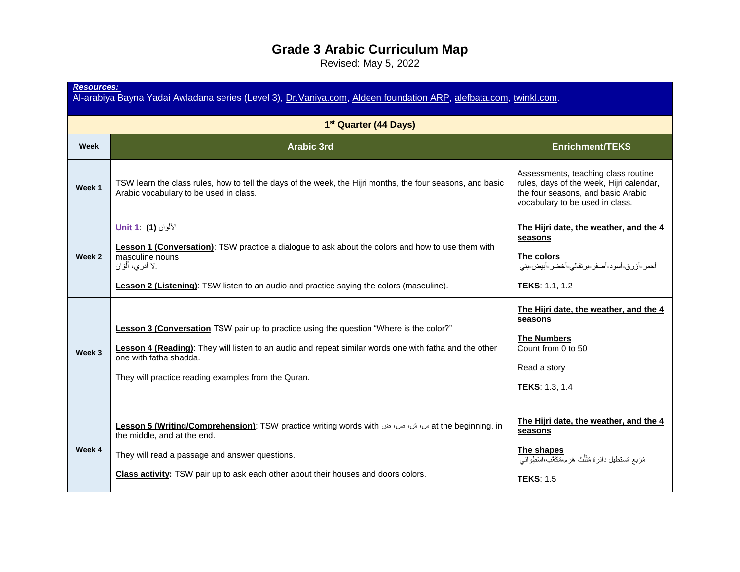# Grade 3 Arabic Curriculum Map

Revised: May 5, 2022

| ***Resources:*** Al-arabiya Bayna Yadai Awladana series (Level 3), Dr.Vaniya.com, Aldeen foundation ARP, alefbata.com, twinkl.com. | | |
|---|---|---|
| **1st Quarter (44 Days)** | | |
| **Week** | **Arabic 3rd** | **Enrichment/TEKS** |
| **Week 1** | TSW learn the class rules, how to tell the days of the week, the Hijri months, the four seasons, and basic Arabic vocabulary to be used in class. | Assessments, teaching class routine rules, days of the week, Hijri calendar, the four seasons, and basic Arabic vocabulary to be used in class. |
| **Week 2** | Unit 1: **(1)** الألوان<br><br>**Lesson 1 (Conversation)**: TSW practice a dialogue to ask about the colors and how to use them with masculine nouns<br>لا أدري، ألوان.<br><br>**Lesson 2 (Listening)**: TSW listen to an audio and practice saying the colors (masculine). | **The Hijri date, the weather, and the 4 seasons**<br><br>**The colors**<br>أحمر-أزرق-أسود-أصفر-برتقالي-أخضر-أبيض-بني<br><br>**TEKS**: 1.1, 1.2 |
| **Week 3** | **Lesson 3 (Conversation** TSW pair up to practice using the question "Where is the color?"<br><br>**Lesson 4 (Reading)**: They will listen to an audio and repeat similar words one with fatha and the other one with fatha shadda.<br><br>They will practice reading examples from the Quran. | **The Hijri date, the weather, and the 4 seasons**<br><br>**The Numbers**<br>Count from 0 to 50<br><br>Read a story<br><br>**TEKS**: 1.3, 1.4 |
| **Week 4** | **Lesson 5 (Writing/Comprehension)**: TSW practice writing words with س، ش، ص، ض at the beginning, in the middle, and at the end.<br><br>They will read a passage and answer questions.<br><br>**Class activity:** TSW pair up to ask each other about their houses and doors colors. | **The Hijri date, the weather, and the 4 seasons**<br><br>**The shapes**<br>مُرَبع مُستطيل دائرة مُثَلَّث هَرَم،مُكَعَّب،اسْطِواني<br><br>**TEKS**: 1.5 |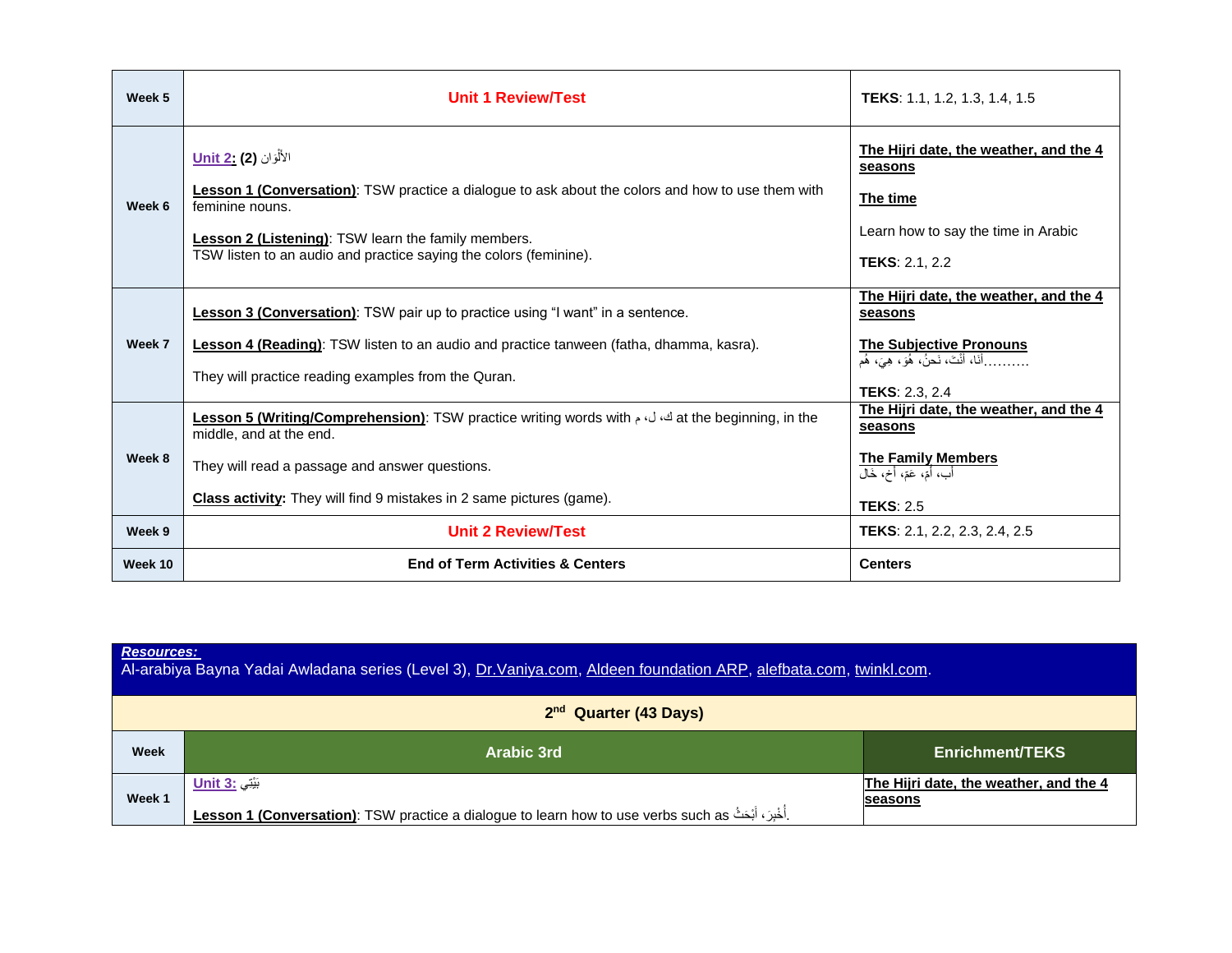| Week 5 | **Unit 1 Review/Test** | **TEKS**: 1.1, 1.2, 1.3, 1.4, 1.5 |
|---|---|---|
| Week 6 | **Unit 2: (2)** الألوان<br><br>**Lesson 1 (Conversation)**: TSW practice a dialogue to ask about the colors and how to use them with feminine nouns.<br><br>**Lesson 2 (Listening)**: TSW learn the family members.<br>TSW listen to an audio and practice saying the colors (feminine). | **The Hijri date, the weather, and the 4 seasons**<br><br>**The time**<br><br>Learn how to say the time in Arabic<br><br>**TEKS**: 2.1, 2.2 |
| Week 7 | **Lesson 3 (Conversation)**: TSW pair up to practice using "I want" in a sentence.<br><br>**Lesson 4 (Reading)**: TSW listen to an audio and practice tanween (fatha, dhamma, kasra).<br><br>They will practice reading examples from the Quran. | **The Hijri date, the weather, and the 4 seasons**<br><br>**The Subjective Pronouns**<br>أنا، أنْتَ، نَحنُ، هُوَ، هِيَ، هُم..........<br><br>**TEKS**: 2.3, 2.4 |
| Week 8 | **Lesson 5 (Writing/Comprehension)**: TSW practice writing words with ك، ل، م at the beginning, in the middle, and at the end.<br><br>They will read a passage and answer questions.<br><br>**Class activity:** They will find 9 mistakes in 2 same pictures (game). | **The Hijri date, the weather, and the 4 seasons**<br><br>**The Family Members**<br>أب، أمّ، عَمّ، أخ، خَال<br><br>**TEKS**: 2.5 |
| Week 9 | **Unit 2 Review/Test** | **TEKS**: 2.1, 2.2, 2.3, 2.4, 2.5 |
| Week 10 | **End of Term Activities & Centers** | **Centers** |

***Resources:***
Al-arabiya Bayna Yadai Awladana series (Level 3), Dr.Vaniya.com, Aldeen foundation ARP, alefbata.com, twinkl.com.

| **2nd Quarter (43 Days)** | | |
|---|---|---|
| **Week** | **Arabic 3rd** | **Enrichment/TEKS** |
| Week 1 | **Unit 3:** بَيْتِي<br><br>**Lesson 1 (Conversation)**: TSW practice a dialogue to learn how to use verbs such as أُخْبِرَ، أَبْحَثُ. | **The Hijri date, the weather, and the 4 seasons** |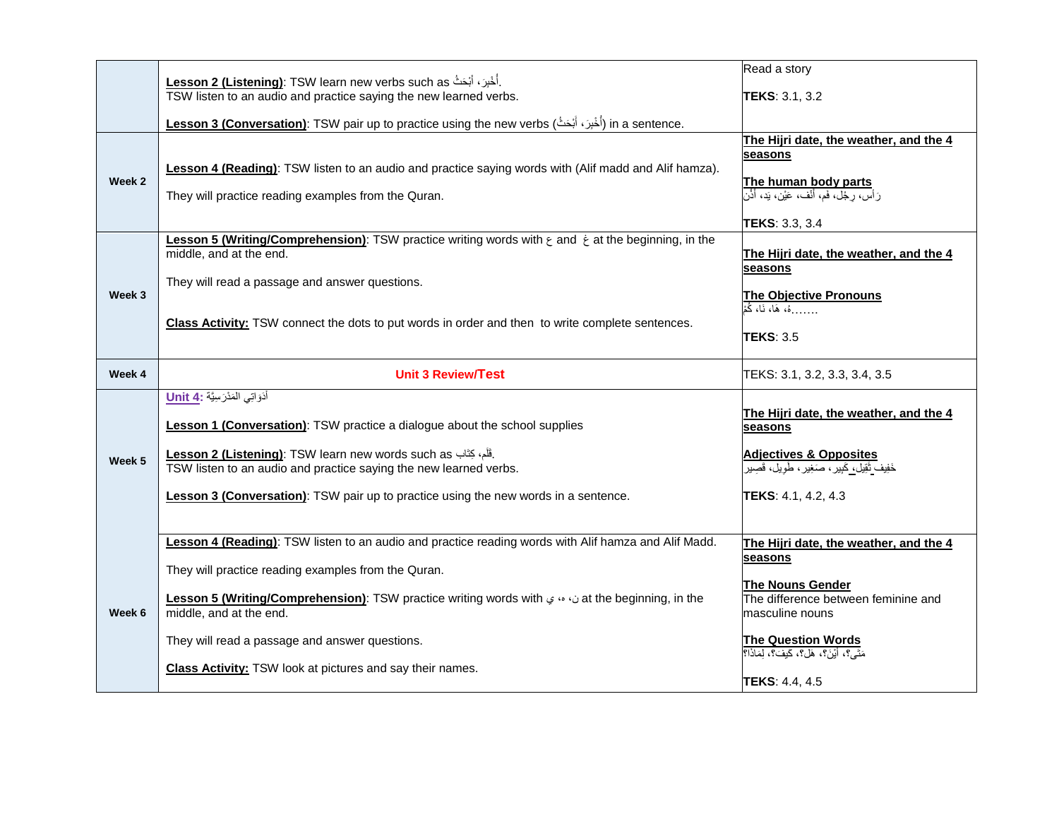| | | |
|---|---|---|
| | **Lesson 2 (Listening)**: TSW learn new verbs such as أَخْبِرَ، أبْحَثُ.<br>TSW listen to an audio and practice saying the new learned verbs.<br><br>**Lesson 3 (Conversation)**: TSW pair up to practice using the new verbs (أَخْبِرَ، أبْحَثُ) in a sentence. | Read a story<br><br>**TEKS**: 3.1, 3.2 |
| **Week 2** | **Lesson 4 (Reading)**: TSW listen to an audio and practice saying words with (Alif madd and Alif hamza).<br><br>They will practice reading examples from the Quran. | **The Hijri date, the weather, and the 4 seasons**<br><br>**The human body parts**<br>رَأس، رِجْل، فَم، أَنْف، عَيْن، يَد، أُذُن<br><br>**TEKS**: 3.3, 3.4 |
| **Week 3** | **Lesson 5 (Writing/Comprehension)**: TSW practice writing words with ع and غ at the beginning, in the middle, and at the end.<br><br>They will read a passage and answer questions.<br><br>**Class Activity:** TSW connect the dots to put words in order and then to write complete sentences. | **The Hijri date, the weather, and the 4 seasons**<br><br>**The Objective Pronouns**<br>.......هُ، هَا، نَا، كُمْ<br><br>**TEKS**: 3.5 |
| **Week 4** | **Unit 3 Review/Test** | TEKS: 3.1, 3.2, 3.3, 3.4, 3.5 |
| **Week 5** | **Unit 4:** أدَوَاتِي المَدْرَسِيَّة<br><br>**Lesson 1 (Conversation)**: TSW practice a dialogue about the school supplies<br><br>**Lesson 2 (Listening)**: TSW learn new words such as قَلَم، كِتَاب.<br>TSW listen to an audio and practice saying the new learned verbs.<br><br>**Lesson 3 (Conversation)**: TSW pair up to practice using the new words in a sentence. | **The Hijri date, the weather, and the 4 seasons**<br><br>**Adjectives & Opposites**<br>خَفِيف ثَقِيل، كَبِير، صَغِير، طَوِيل، قَصِير<br><br>**TEKS**: 4.1, 4.2, 4.3 |
| **Week 6** | **Lesson 4 (Reading)**: TSW listen to an audio and practice reading words with Alif hamza and Alif Madd.<br><br>They will practice reading examples from the Quran.<br><br>**Lesson 5 (Writing/Comprehension)**: TSW practice writing words with ن، ه، ي at the beginning, in the middle, and at the end.<br><br>They will read a passage and answer questions.<br><br>**Class Activity:** TSW look at pictures and say their names. | **The Hijri date, the weather, and the 4 seasons**<br><br>**The Nouns Gender**<br>The difference between feminine and masculine nouns<br><br>**The Question Words**<br>مَتَى؟، أيْنَ؟، هَل؟، كَيفَ؟، لِمَاذَا؟<br><br>**TEKS**: 4.4, 4.5 |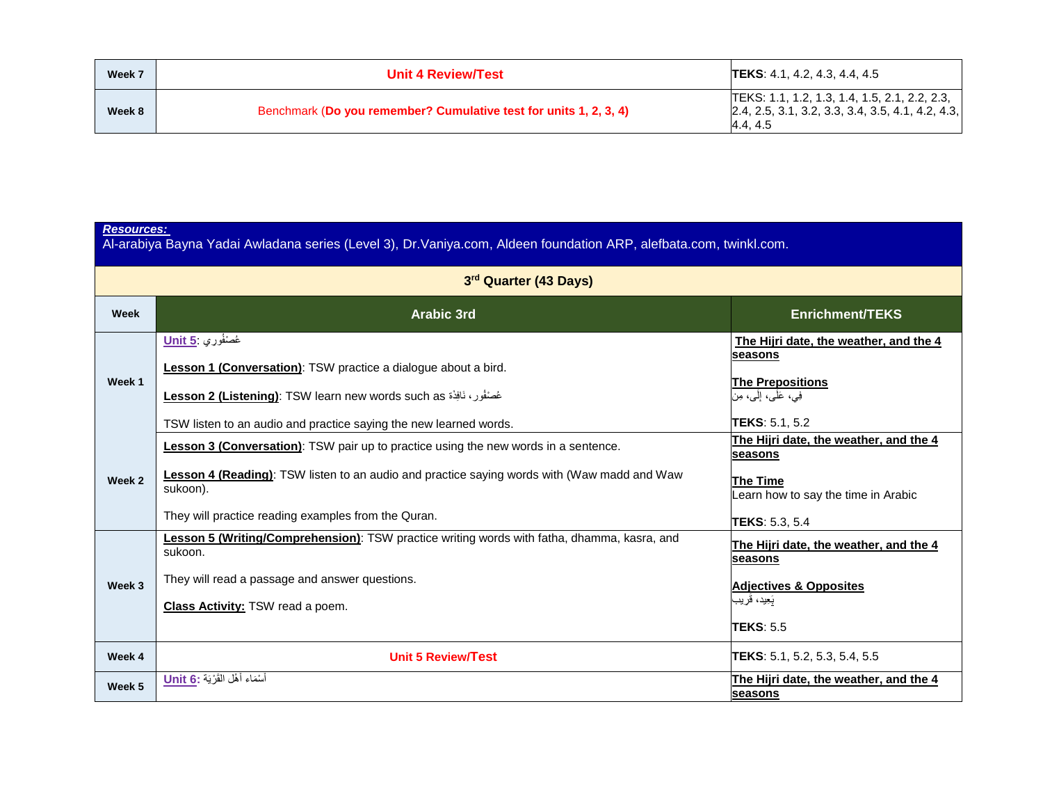| | | |
|---|---|---|
| Week 7 | **Unit 4 Review/Test** | **TEKS**: 4.1, 4.2, 4.3, 4.4, 4.5 |
| Week 8 | Benchmark (**Do you remember? Cumulative test for units 1, 2, 3, 4)** | TEKS: 1.1, 1.2, 1.3, 1.4, 1.5, 2.1, 2.2, 2.3, 2.4, 2.5, 3.1, 3.2, 3.3, 3.4, 3.5, 4.1, 4.2, 4.3, 4.4, 4.5 |

***Resources:***
Al-arabiya Bayna Yadai Awladana series (Level 3), Dr.Vaniya.com, Aldeen foundation ARP, alefbata.com, twinkl.com.

**3rd Quarter (43 Days)**

| Week | Arabic 3rd | Enrichment/TEKS |
|---|---|---|
| Week 1 | **Unit 5**: عُصْفُوري<br><br>**Lesson 1 (Conversation)**: TSW practice a dialogue about a bird.<br><br>**Lesson 2 (Listening)**: TSW learn new words such as عُصْفُور، نَافِذَة<br><br>TSW listen to an audio and practice saying the new learned words. | **The Hijri date, the weather, and the 4 seasons**<br><br>**The Prepositions**<br>فِي، عَلَى، إِلَى، مِن<br><br>**TEKS**: 5.1, 5.2 |
| Week 2 | **Lesson 3 (Conversation)**: TSW pair up to practice using the new words in a sentence.<br><br>**Lesson 4 (Reading)**: TSW listen to an audio and practice saying words with (Waw madd and Waw sukoon).<br><br>They will practice reading examples from the Quran. | **The Hijri date, the weather, and the 4 seasons**<br><br>**The Time**<br>Learn how to say the time in Arabic<br><br>**TEKS**: 5.3, 5.4 |
| Week 3 | **Lesson 5 (Writing/Comprehension)**: TSW practice writing words with fatha, dhamma, kasra, and sukoon.<br><br>They will read a passage and answer questions.<br><br>**Class Activity:** TSW read a poem. | **The Hijri date, the weather, and the 4 seasons**<br><br>**Adjectives & Opposites**<br>بَعِيد، قَرِيب<br><br>**TEKS**: 5.5 |
| Week 4 | **Unit 5 Review/Test** | **TEKS**: 5.1, 5.2, 5.3, 5.4, 5.5 |
| Week 5 | **Unit 6:** أَسْمَاء أَهْل القَرْيَة | **The Hijri date, the weather, and the 4 seasons** |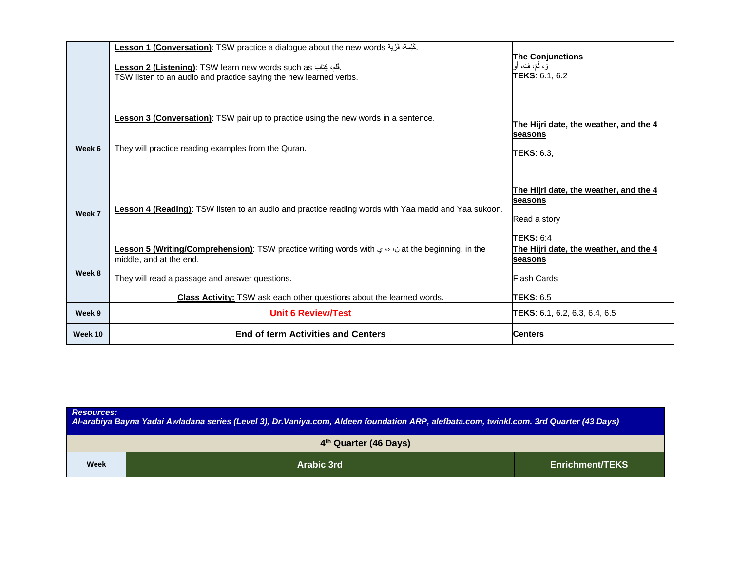| | | |
|---|---|---|
| | **Lesson 1 (Conversation)**: TSW practice a dialogue about the new words كَلِمة، قَرْيَة.<br><br>**Lesson 2 (Listening)**: TSW learn new words such as قَلَم، كِتَاب.<br>TSW listen to an audio and practice saying the new learned verbs. | **The Conjunctions**<br>وَ ، ثُمَّ، فَ، أَو<br>**TEKS**: 6.1, 6.2 |
| **Week 6** | **Lesson 3 (Conversation)**: TSW pair up to practice using the new words in a sentence.<br><br>They will practice reading examples from the Quran. | **The Hijri date, the weather, and the 4 seasons**<br><br>**TEKS**: 6.3, |
| **Week 7** | **Lesson 4 (Reading)**: TSW listen to an audio and practice reading words with Yaa madd and Yaa sukoon. | **The Hijri date, the weather, and the 4 seasons**<br><br>Read a story<br><br>**TEKS:** 6:4 |
| **Week 8** | **Lesson 5 (Writing/Comprehension)**: TSW practice writing words with ن، ه، ي at the beginning, in the middle, and at the end.<br><br>They will read a passage and answer questions.<br><br>**Class Activity:** TSW ask each other questions about the learned words. | **The Hijri date, the weather, and the 4 seasons**<br><br>Flash Cards<br><br>**TEKS**: 6.5 |
| **Week 9** | **Unit 6 Review/Test** | **TEKS**: 6.1, 6.2, 6.3, 6.4, 6.5 |
| **Week 10** | **End of term Activities and Centers** | **Centers** |

***Resources:***
***Al-arabiya Bayna Yadai Awladana series (Level 3), Dr.Vaniya.com, Aldeen foundation ARP, alefbata.com, twinkl.com. 3rd Quarter (43 Days)***

| **4th Quarter (46 Days)** | | |
|---|---|---|
| **Week** | **Arabic 3rd** | **Enrichment/TEKS** |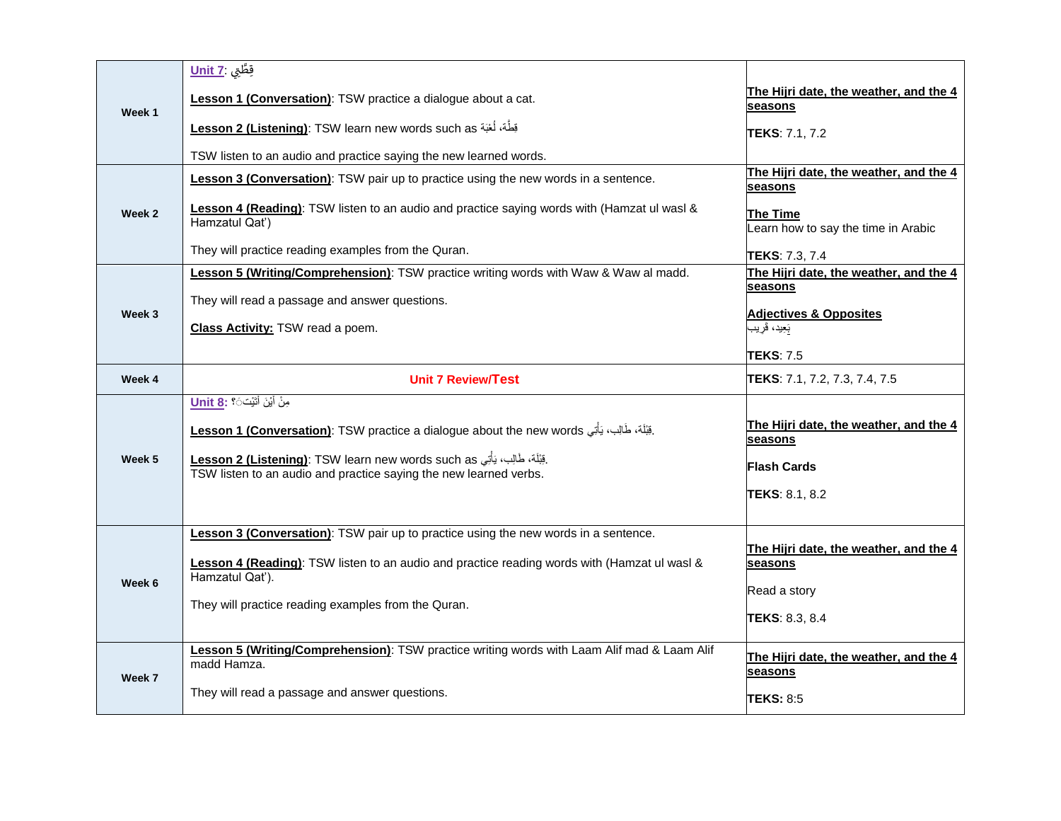| | | |
|---|---|---|
| **Week 1** | **Unit 7**: قِطَّتِي<br><br>**Lesson 1 (Conversation)**: TSW practice a dialogue about a cat.<br><br>**Lesson 2 (Listening)**: TSW learn new words such as قِطَّة، لُعْبَة<br><br>TSW listen to an audio and practice saying the new learned words. | **The Hijri date, the weather, and the 4 seasons**<br><br>**TEKS**: 7.1, 7.2 |
| **Week 2** | **Lesson 3 (Conversation)**: TSW pair up to practice using the new words in a sentence.<br><br>**Lesson 4 (Reading)**: TSW listen to an audio and practice saying words with (Hamzat ul wasl & Hamzatul Qat')<br><br>They will practice reading examples from the Quran. | **The Hijri date, the weather, and the 4 seasons**<br><br>**The Time**<br>Learn how to say the time in Arabic<br><br>**TEKS**: 7.3, 7.4 |
| **Week 3** | **Lesson 5 (Writing/Comprehension)**: TSW practice writing words with Waw & Waw al madd.<br><br>They will read a passage and answer questions.<br><br>**Class Activity:** TSW read a poem. | **The Hijri date, the weather, and the 4 seasons**<br><br>**Adjectives & Opposites**<br>بَعِيد، قَرِيب<br><br>**TEKS**: 7.5 |
| **Week 4** | **Unit 7 Review/Test** | **TEKS**: 7.1, 7.2, 7.3, 7.4, 7.5 |
| **Week 5** | **Unit 8:** مِنْ أَيْنَ أَتَيْتِ؟<br><br>**Lesson 1 (Conversation)**: TSW practice a dialogue about the new words .قِبْلَة، طَالِب، يَأْتِي<br><br>**Lesson 2 (Listening)**: TSW learn new words such as .قِبْلَة، طَالِب، يَأْتِي<br>TSW listen to an audio and practice saying the new learned verbs. | **The Hijri date, the weather, and the 4 seasons**<br><br>**Flash Cards**<br><br>**TEKS**: 8.1, 8.2 |
| **Week 6** | **Lesson 3 (Conversation)**: TSW pair up to practice using the new words in a sentence.<br><br>**Lesson 4 (Reading)**: TSW listen to an audio and practice reading words with (Hamzat ul wasl & Hamzatul Qat').<br><br>They will practice reading examples from the Quran. | **The Hijri date, the weather, and the 4 seasons**<br><br>Read a story<br><br>**TEKS**: 8.3, 8.4 |
| **Week 7** | **Lesson 5 (Writing/Comprehension)**: TSW practice writing words with Laam Alif mad & Laam Alif madd Hamza.<br><br>They will read a passage and answer questions. | **The Hijri date, the weather, and the 4 seasons**<br><br>**TEKS:** 8:5 |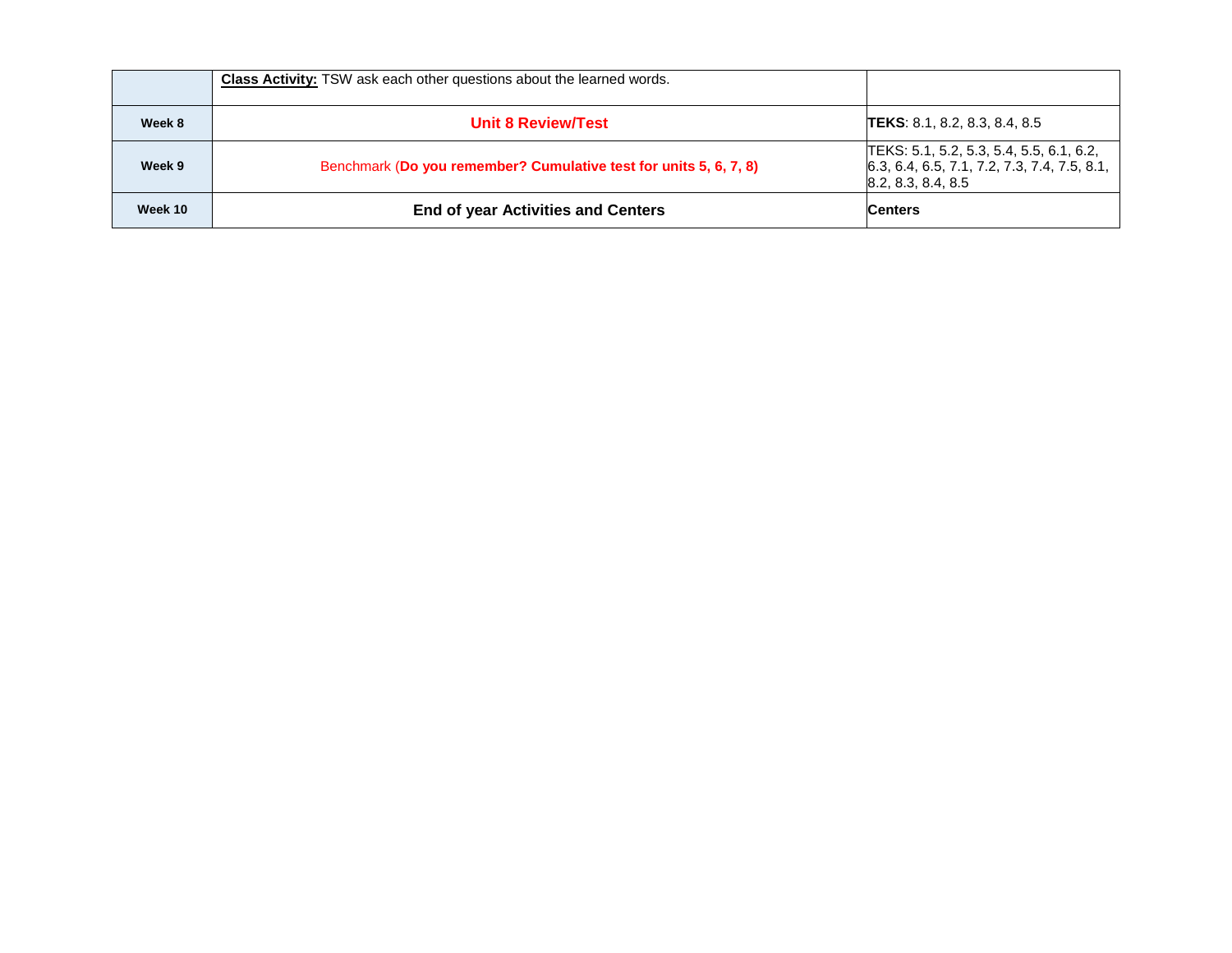| | | |
|---|---|---|
| | **Class Activity:** TSW ask each other questions about the learned words. | |
| **Week 8** | **Unit 8 Review/Test** | **TEKS**: 8.1, 8.2, 8.3, 8.4, 8.5 |
| **Week 9** | Benchmark (**Do you remember? Cumulative test for units 5, 6, 7, 8)** | TEKS: 5.1, 5.2, 5.3, 5.4, 5.5, 6.1, 6.2, 6.3, 6.4, 6.5, 7.1, 7.2, 7.3, 7.4, 7.5, 8.1, 8.2, 8.3, 8.4, 8.5 |
| **Week 10** | **End of year Activities and Centers** | **Centers** |